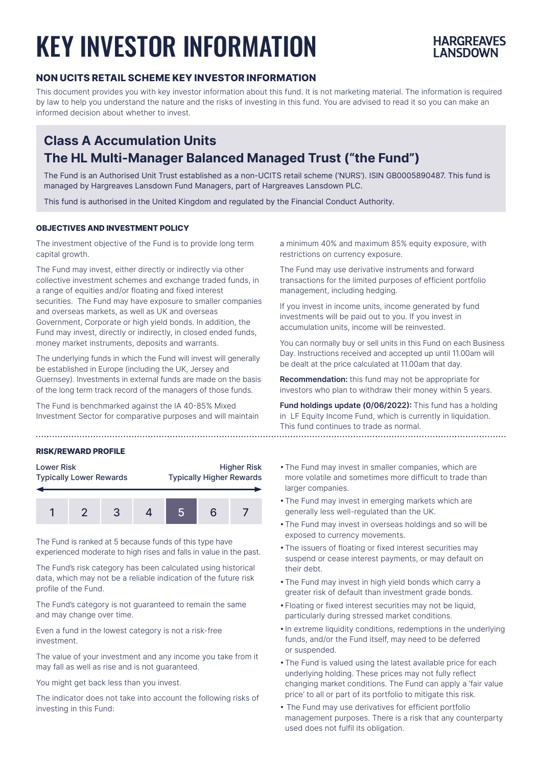# KEY INVESTOR INFORMATION

HARGREAVES LANSDOWN

### NON UCITS RETAIL SCHEME KEY INVESTOR INFORMATION

This document provides you with key investor information about this fund. It is not marketing material. The information is required by law to help you understand the nature and the risks of investing in this fund. You are advised to read it so you can make an informed decision about whether to invest.

## Class A Accumulation Units
## The HL Multi-Manager Balanced Managed Trust ("the Fund")

The Fund is an Authorised Unit Trust established as a non-UCITS retail scheme ('NURS'). ISIN GB0005890487. This fund is managed by Hargreaves Lansdown Fund Managers, part of Hargreaves Lansdown PLC.

This fund is authorised in the United Kingdom and regulated by the Financial Conduct Authority.

### OBJECTIVES AND INVESTMENT POLICY

The investment objective of the Fund is to provide long term capital growth.

The Fund may invest, either directly or indirectly via other collective investment schemes and exchange traded funds, in a range of equities and/or floating and fixed interest securities. The Fund may have exposure to smaller companies and overseas markets, as well as UK and overseas Government, Corporate or high yield bonds. In addition, the Fund may invest, directly or indirectly, in closed ended funds, money market instruments, deposits and warrants.

The underlying funds in which the Fund will invest will generally be established in Europe (including the UK, Jersey and Guernsey). Investments in external funds are made on the basis of the long term track record of the managers of those funds.

The Fund is benchmarked against the IA 40-85% Mixed Investment Sector for comparative purposes and will maintain a minimum 40% and maximum 85% equity exposure, with restrictions on currency exposure.

The Fund may use derivative instruments and forward transactions for the limited purposes of efficient portfolio management, including hedging.

If you invest in income units, income generated by fund investments will be paid out to you. If you invest in accumulation units, income will be reinvested.

You can normally buy or sell units in this Fund on each Business Day. Instructions received and accepted up until 11.00am will be dealt at the price calculated at 11.00am that day.

**Recommendation:** this fund may not be appropriate for investors who plan to withdraw their money within 5 years.

**Fund holdings update (0/06/2022):** This fund has a holding in LF Equity Income Fund, which is currently in liquidation. This fund continues to trade as normal.

### RISK/REWARD PROFILE

| Lower Risk<br>Typically Lower Rewards | | | | | | Higher Risk<br>Typically Higher Rewards |
|---|---|---|---|---|---|---|
| 1 | 2 | 3 | 4 | **5** | 6 | 7 |

The Fund is ranked at 5 because funds of this type have experienced moderate to high rises and falls in value in the past.

The Fund's risk category has been calculated using historical data, which may not be a reliable indication of the future risk profile of the Fund.

The Fund's category is not guaranteed to remain the same and may change over time.

Even a fund in the lowest category is not a risk-free investment.

The value of your investment and any income you take from it may fall as well as rise and is not guaranteed.

You might get back less than you invest.

The indicator does not take into account the following risks of investing in this Fund:

- The Fund may invest in smaller companies, which are more volatile and sometimes more difficult to trade than larger companies.
- The Fund may invest in emerging markets which are generally less well-regulated than the UK.
- The Fund may invest in overseas holdings and so will be exposed to currency movements.
- The issuers of floating or fixed interest securities may suspend or cease interest payments, or may default on their debt.
- The Fund may invest in high yield bonds which carry a greater risk of default than investment grade bonds.
- Floating or fixed interest securities may not be liquid, particularly during stressed market conditions.
- In extreme liquidity conditions, redemptions in the underlying funds, and/or the Fund itself, may need to be deferred or suspended.
- The Fund is valued using the latest available price for each underlying holding. These prices may not fully reflect changing market conditions. The Fund can apply a 'fair value price' to all or part of its portfolio to mitigate this risk.
- The Fund may use derivatives for efficient portfolio management purposes. There is a risk that any counterparty used does not fulfil its obligation.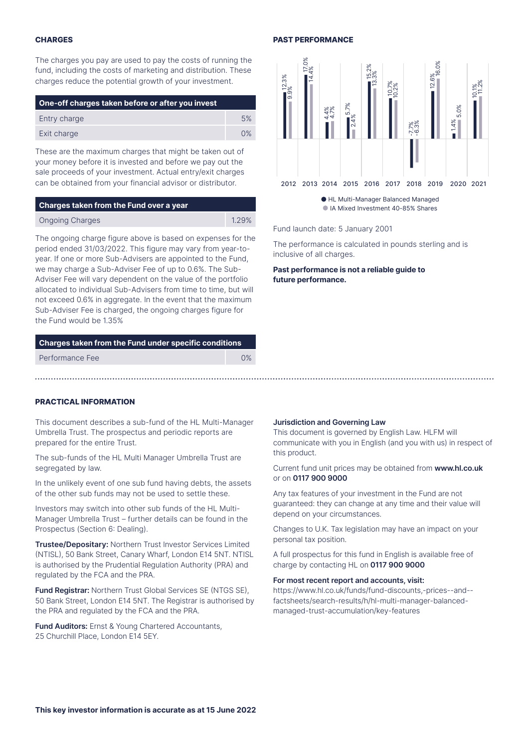## CHARGES

The charges you pay are used to pay the costs of running the fund, including the costs of marketing and distribution. These charges reduce the potential growth of your investment.

| One-off charges taken before or after you invest | |
|---|---|
| Entry charge | 5% |
| Exit charge | 0% |

These are the maximum charges that might be taken out of your money before it is invested and before we pay out the sale proceeds of your investment. Actual entry/exit charges can be obtained from your financial advisor or distributor.

| Charges taken from the Fund over a year | |
|---|---|
| Ongoing Charges | 1.29% |

The ongoing charge figure above is based on expenses for the period ended 31/03/2022. This figure may vary from year-to-year. If one or more Sub-Advisers are appointed to the Fund, we may charge a Sub-Adviser Fee of up to 0.6%. The Sub-Adviser Fee will vary dependent on the value of the portfolio allocated to individual Sub-Advisers from time to time, but will not exceed 0.6% in aggregate. In the event that the maximum Sub-Adviser Fee is charged, the ongoing charges figure for the Fund would be 1.35%

| Charges taken from the Fund under specific conditions | |
|---|---|
| Performance Fee | 0% |

## PAST PERFORMANCE

12.3% 9.9%
17.0% 14.4%
4.4% 4.7%
5.7% 2.4%
15.2% 13.3%
10.7% 10.2%
-7.7% -6.3%
12.6% 16.0%
1.4% 5.0%
10.1% 11.2%

2012 2013 2014 2015 2016 2017 2018 2019 2020 2021

● HL Multi-Manager Balanced Managed
● IA Mixed Investment 40-85% Shares

Fund launch date: 5 January 2001

The performance is calculated in pounds sterling and is inclusive of all charges.

**Past performance is not a reliable guide to future performance.**

## PRACTICAL INFORMATION

This document describes a sub-fund of the HL Multi-Manager Umbrella Trust. The prospectus and periodic reports are prepared for the entire Trust.

The sub-funds of the HL Multi Manager Umbrella Trust are segregated by law.

In the unlikely event of one sub fund having debts, the assets of the other sub funds may not be used to settle these.

Investors may switch into other sub funds of the HL Multi-Manager Umbrella Trust – further details can be found in the Prospectus (Section 6: Dealing).

**Trustee/Depositary:** Northern Trust Investor Services Limited (NTISL), 50 Bank Street, Canary Wharf, London E14 5NT. NTISL is authorised by the Prudential Regulation Authority (PRA) and regulated by the FCA and the PRA.

**Fund Registrar:** Northern Trust Global Services SE (NTGS SE), 50 Bank Street, London E14 5NT. The Registrar is authorised by the PRA and regulated by the FCA and the PRA.

**Fund Auditors:** Ernst & Young Chartered Accountants, 25 Churchill Place, London E14 5EY.

**Jurisdiction and Governing Law**
This document is governed by English Law. HLFM will communicate with you in English (and you with us) in respect of this product.

Current fund unit prices may be obtained from **www.hl.co.uk** or on **0117 900 9000**

Any tax features of your investment in the Fund are not guaranteed: they can change at any time and their value will depend on your circumstances.

Changes to U.K. Tax legislation may have an impact on your personal tax position.

A full prospectus for this fund in English is available free of charge by contacting HL on **0117 900 9000**

**For most recent report and accounts, visit:**
https://www.hl.co.uk/funds/fund-discounts,-prices--and--factsheets/search-results/h/hl-multi-manager-balanced-managed-trust-accumulation/key-features

**This key investor information is accurate as at 15 June 2022**